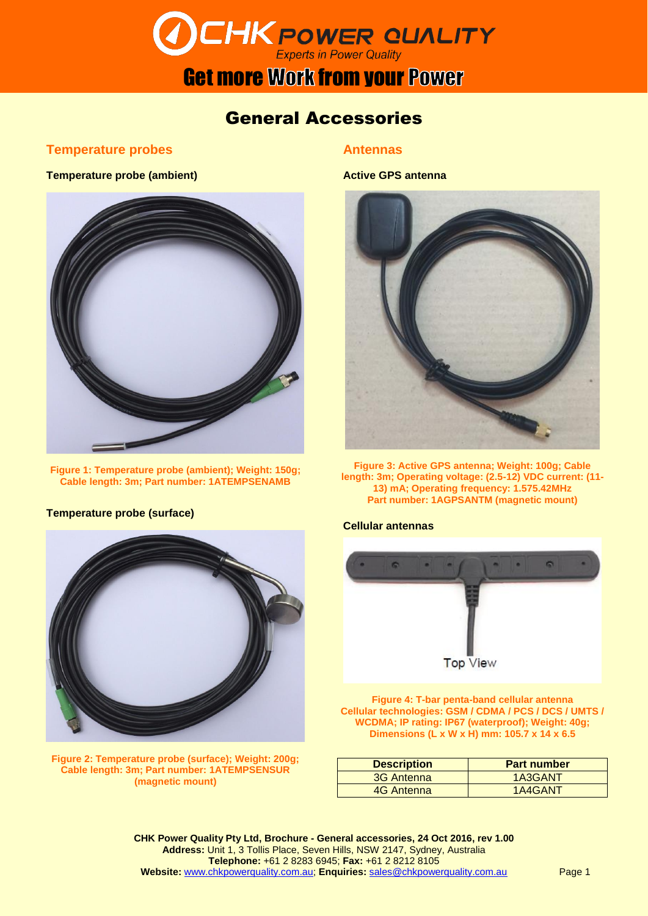# CHK POWER QUALITY

*Experts in Power Quality*

**Get more Work from your Power**

## General Accessories

### Temperature probes

**Temperature probe (ambient)**

**Figure 1: Temperature probe (ambient); Weight: 150g; Cable length: 3m; Part number: 1ATEMPSENAMB**

**Temperature probe (surface)**

**Figure 2: Temperature probe (surface); Weight: 200g; Cable length: 3m; Part number: 1ATEMPSENSUR (magnetic mount)**

### Antennas

**Active GPS antenna**

**Figure 3: Active GPS antenna; Weight: 100g; Cable length: 3m; Operating voltage: (2.5-12) VDC current: (11-13) mA; Operating frequency: 1.575.42MHz Part number: 1AGPSANTM (magnetic mount)**

**Cellular antennas**

Top View

**Figure 4: T-bar penta-band cellular antenna Cellular technologies: GSM / CDMA / PCS / DCS / UMTS / WCDMA; IP rating: IP67 (waterproof); Weight: 40g; Dimensions (L x W x H) mm: 105.7 x 14 x 6.5**

| Description | Part number |
|---|---|
| 3G Antenna | 1A3GANT |
| 4G Antenna | 1A4GANT |

**CHK Power Quality Pty Ltd, Brochure - General accessories, 24 Oct 2016, rev 1.00**
**Address:** Unit 1, 3 Tollis Place, Seven Hills, NSW 2147, Sydney, Australia
**Telephone:** +61 2 8283 6945; **Fax:** +61 2 8212 8105
**Website:** www.chkpowerquality.com.au; **Enquiries:** sales@chkpowerquality.com.au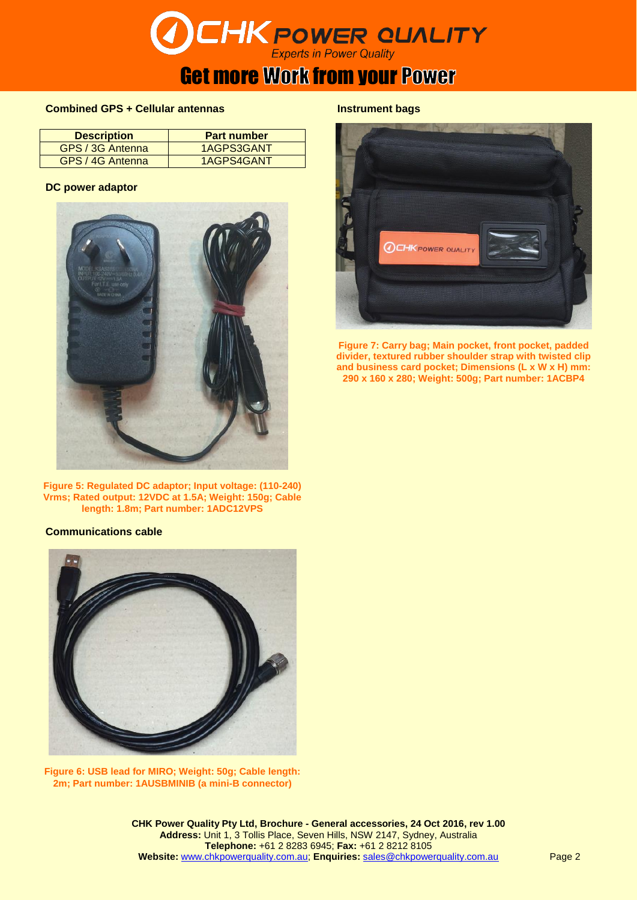## Combined GPS + Cellular antennas

| Description | Part number |
| --- | --- |
| GPS / 3G Antenna | 1AGPS3GANT |
| GPS / 4G Antenna | 1AGPS4GANT |

## DC power adaptor

**Figure 5: Regulated DC adaptor; Input voltage: (110-240) Vrms; Rated output: 12VDC at 1.5A; Weight: 150g; Cable length: 1.8m; Part number: 1ADC12VPS**

## Communications cable

**Figure 6: USB lead for MIRO; Weight: 50g; Cable length: 2m; Part number: 1AUSBMINIB (a mini-B connector)**

## Instrument bags

**Figure 7: Carry bag; Main pocket, front pocket, padded divider, textured rubber shoulder strap with twisted clip and business card pocket; Dimensions (L x W x H) mm: 290 x 160 x 280; Weight: 500g; Part number: 1ACBP4**